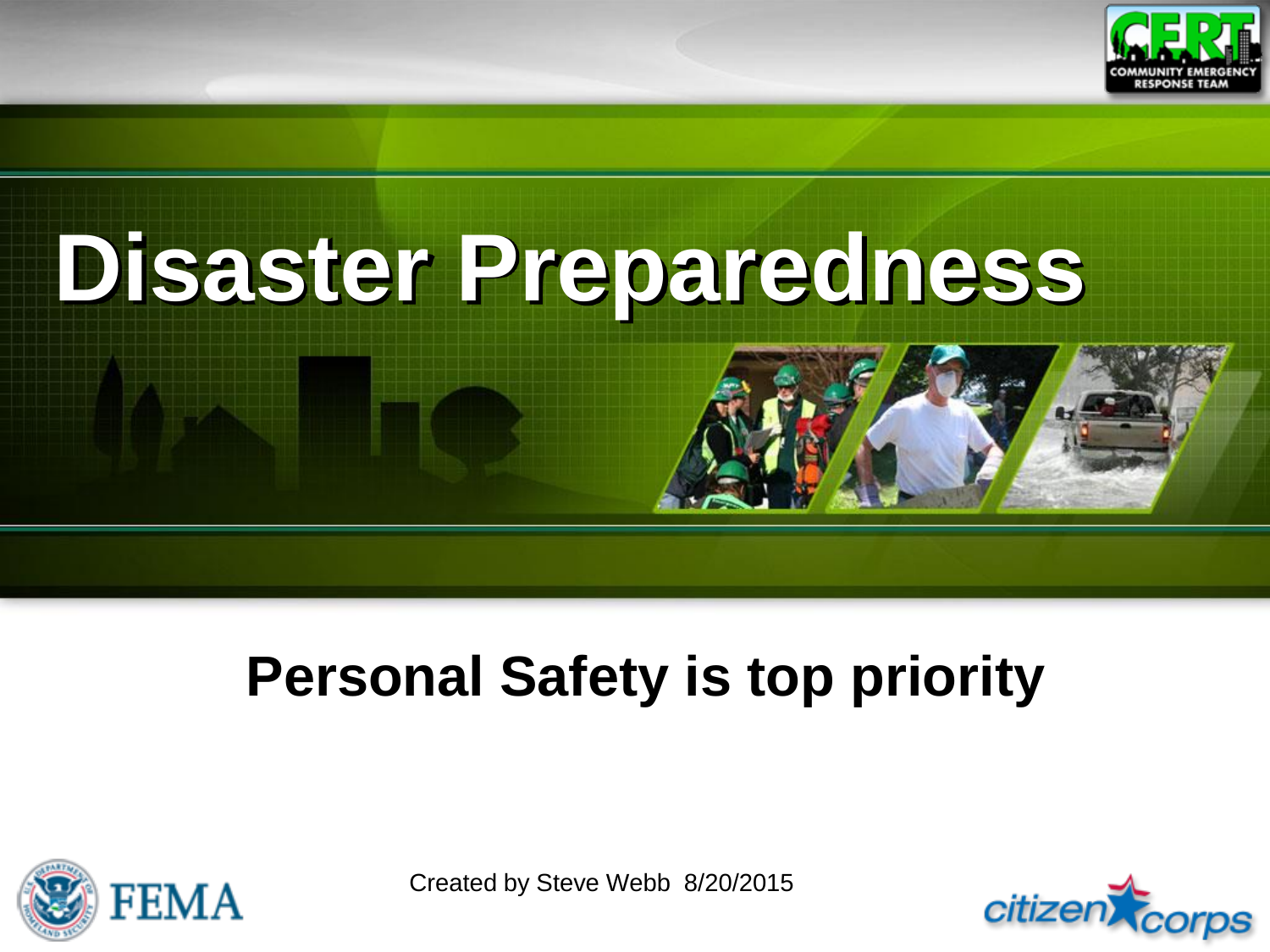# Disaster Preparedness

## Personal Safety is top priority

Created by Steve Webb 8/20/2015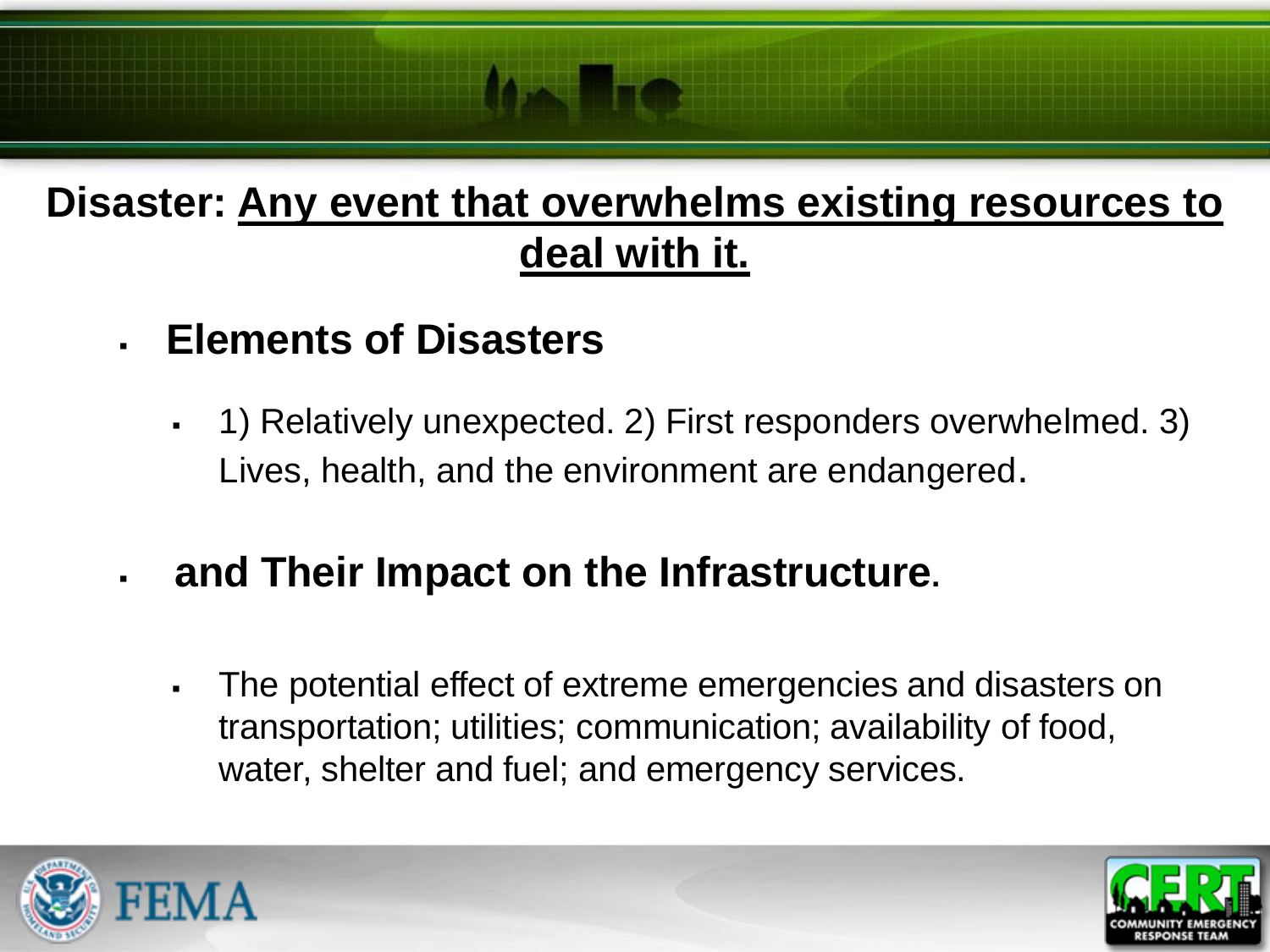**Disaster: <u>Any event that overwhelms existing resources to deal with it.</u>**

- **Elements of Disasters**
  - 1) Relatively unexpected. 2) First responders overwhelmed. 3) Lives, health, and the environment are endangered.
- **and Their Impact on the Infrastructure**.
  - The potential effect of extreme emergencies and disasters on transportation; utilities; communication; availability of food, water, shelter and fuel; and emergency services.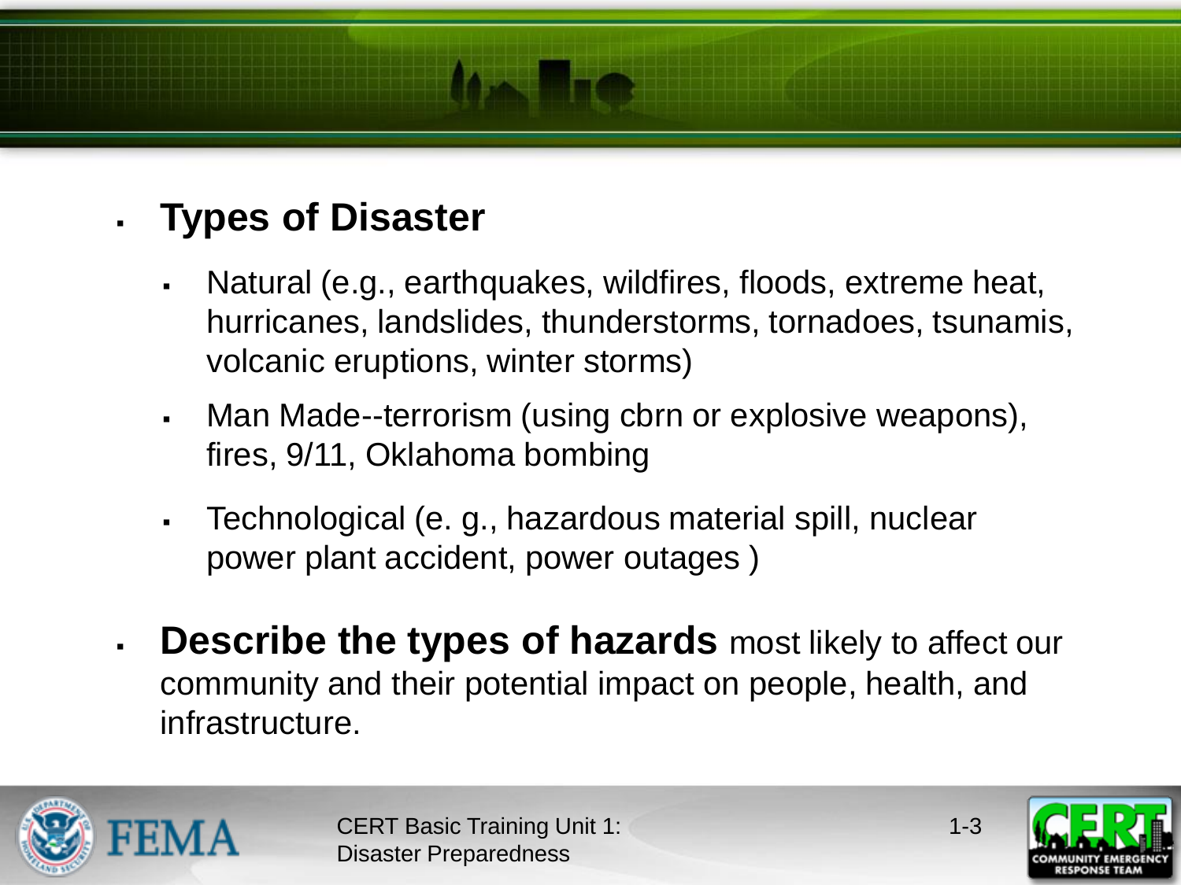- **Types of Disaster**
  - Natural (e.g., earthquakes, wildfires, floods, extreme heat, hurricanes, landslides, thunderstorms, tornadoes, tsunamis, volcanic eruptions, winter storms)
  - Man Made--terrorism (using cbrn or explosive weapons), fires, 9/11, Oklahoma bombing
  - Technological (e. g., hazardous material spill, nuclear power plant accident, power outages )
- **Describe the types of hazards** most likely to affect our community and their potential impact on people, health, and infrastructure.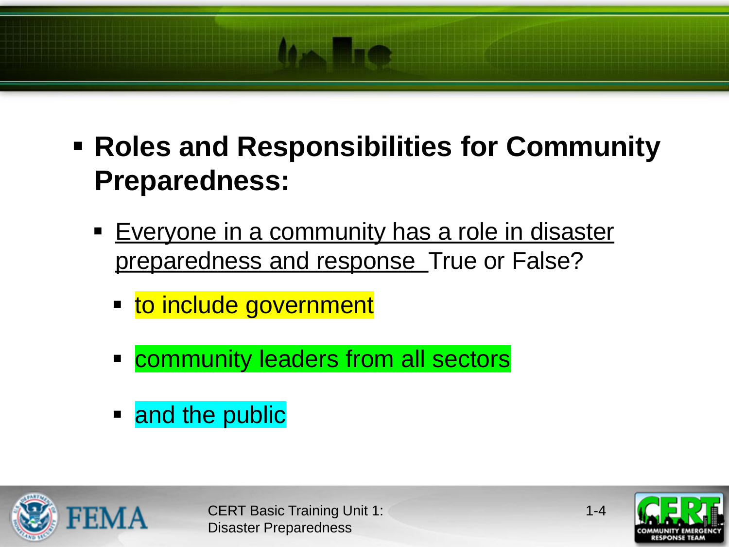- **Roles and Responsibilities for Community Preparedness:**
  - <u>Everyone in a community has a role in disaster preparedness and response </u>True or False?
    - to include government
    - community leaders from all sectors
    - and the public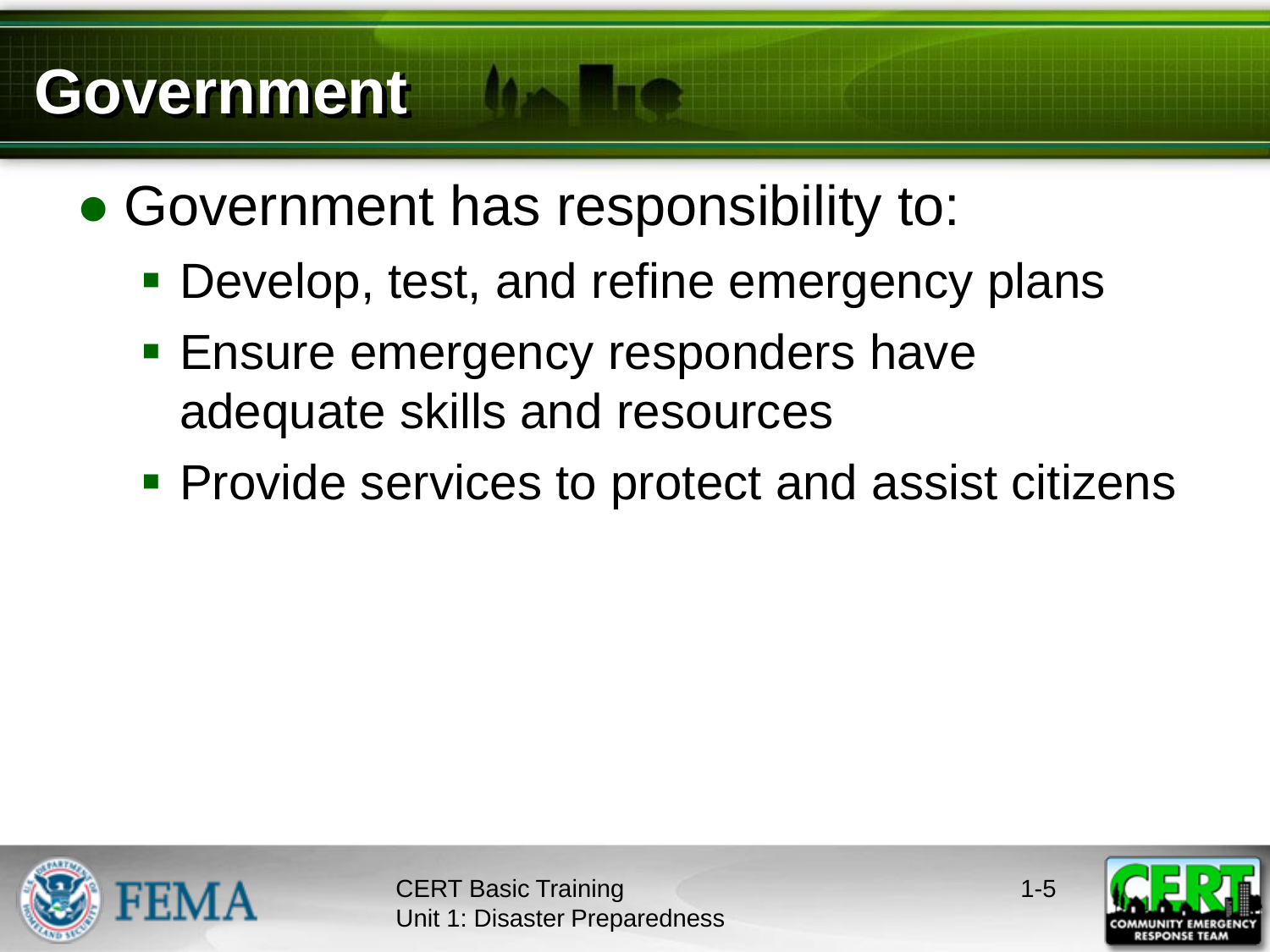# Government

- Government has responsibility to:
  - Develop, test, and refine emergency plans
  - Ensure emergency responders have adequate skills and resources
  - Provide services to protect and assist citizens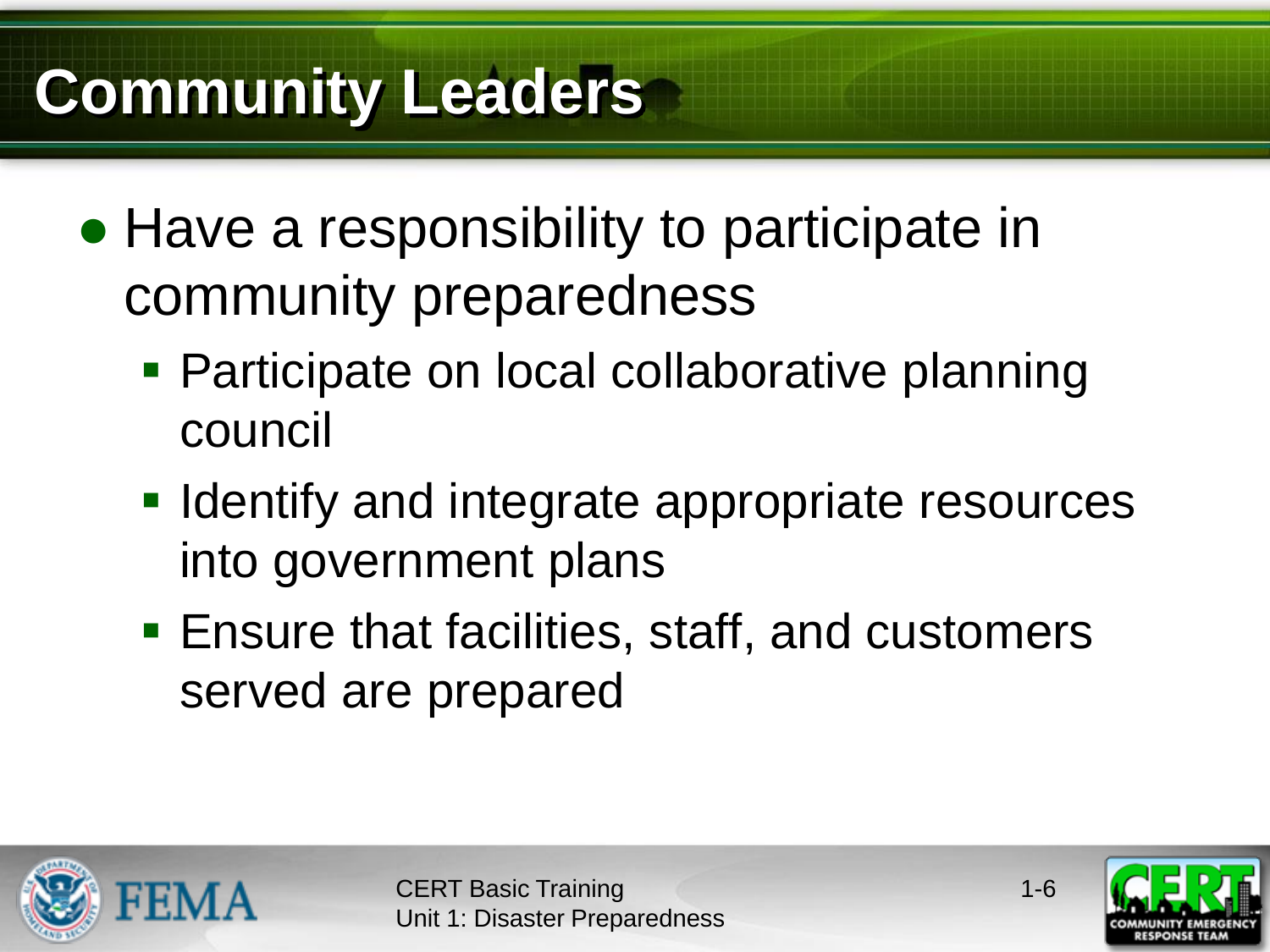# Community Leaders

- Have a responsibility to participate in community preparedness
  - Participate on local collaborative planning council
  - Identify and integrate appropriate resources into government plans
  - Ensure that facilities, staff, and customers served are prepared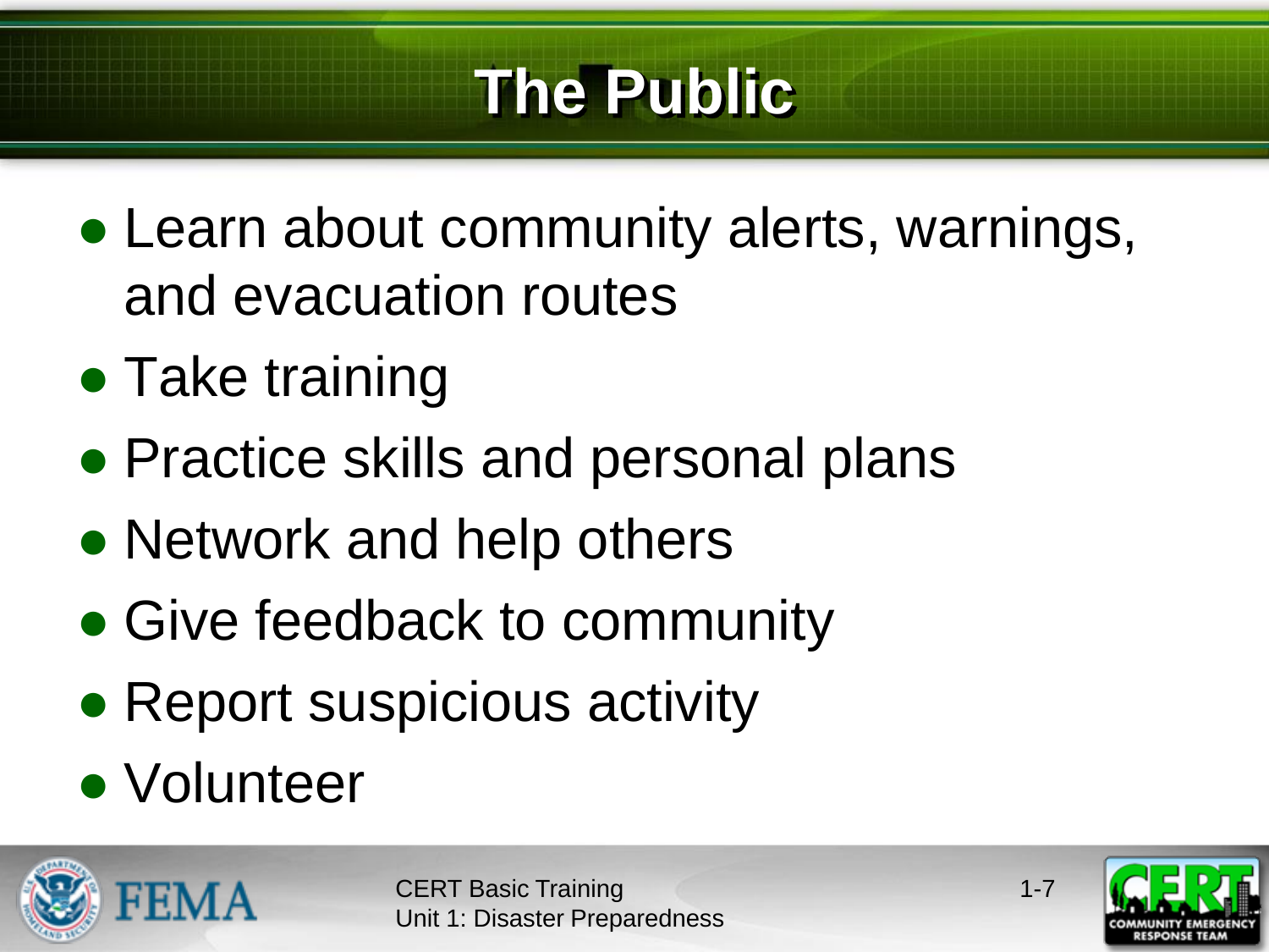# The Public

- Learn about community alerts, warnings, and evacuation routes
- Take training
- Practice skills and personal plans
- Network and help others
- Give feedback to community
- Report suspicious activity
- Volunteer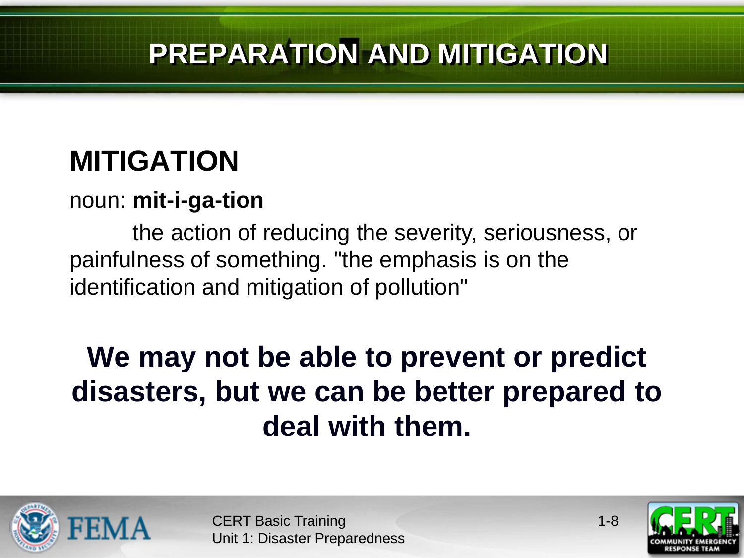# PREPARATION AND MITIGATION

## MITIGATION

noun: **mit-i-ga-tion**

the action of reducing the severity, seriousness, or painfulness of something. "the emphasis is on the identification and mitigation of pollution"

**We may not be able to prevent or predict disasters, but we can be better prepared to deal with them.**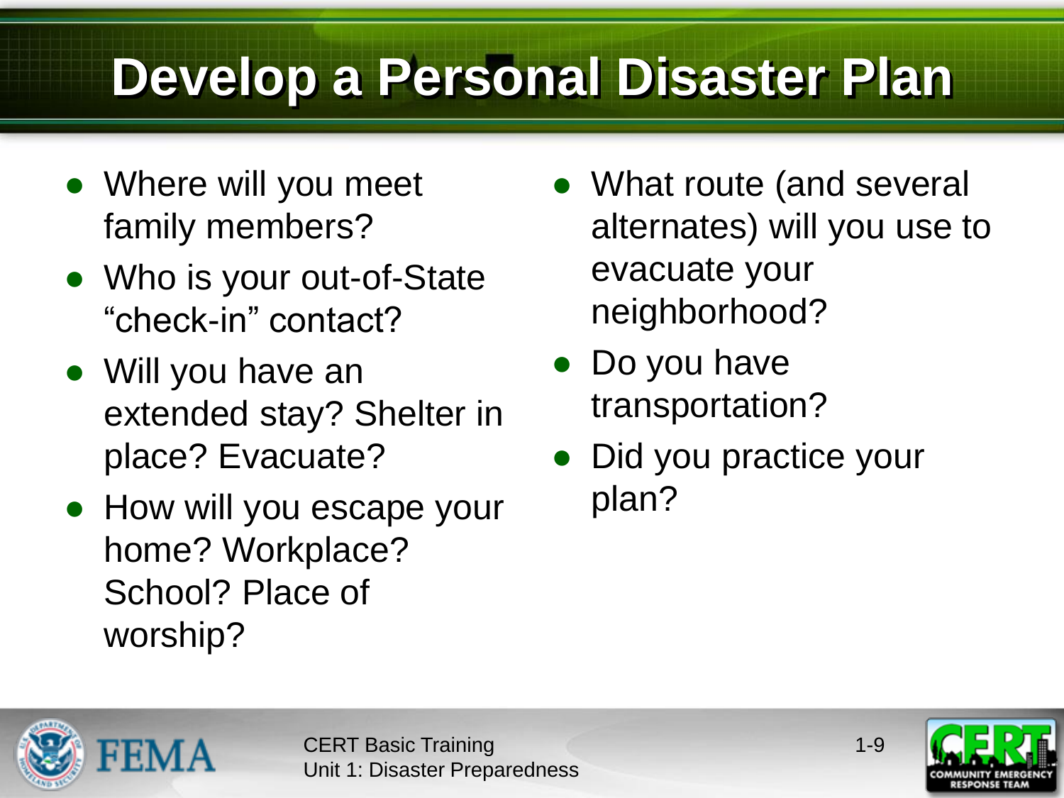# Develop a Personal Disaster Plan

- Where will you meet family members?
- Who is your out-of-State "check-in" contact?
- Will you have an extended stay? Shelter in place? Evacuate?
- How will you escape your home? Workplace? School? Place of worship?
- What route (and several alternates) will you use to evacuate your neighborhood?
- Do you have transportation?
- Did you practice your plan?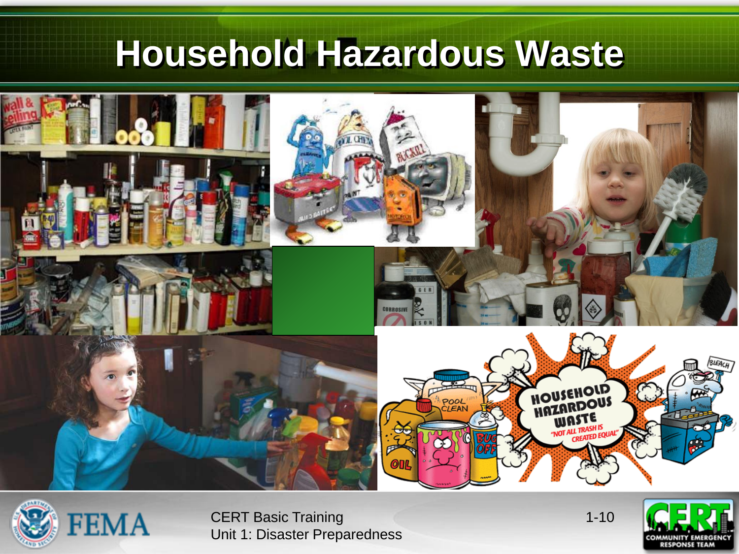# Household Hazardous Waste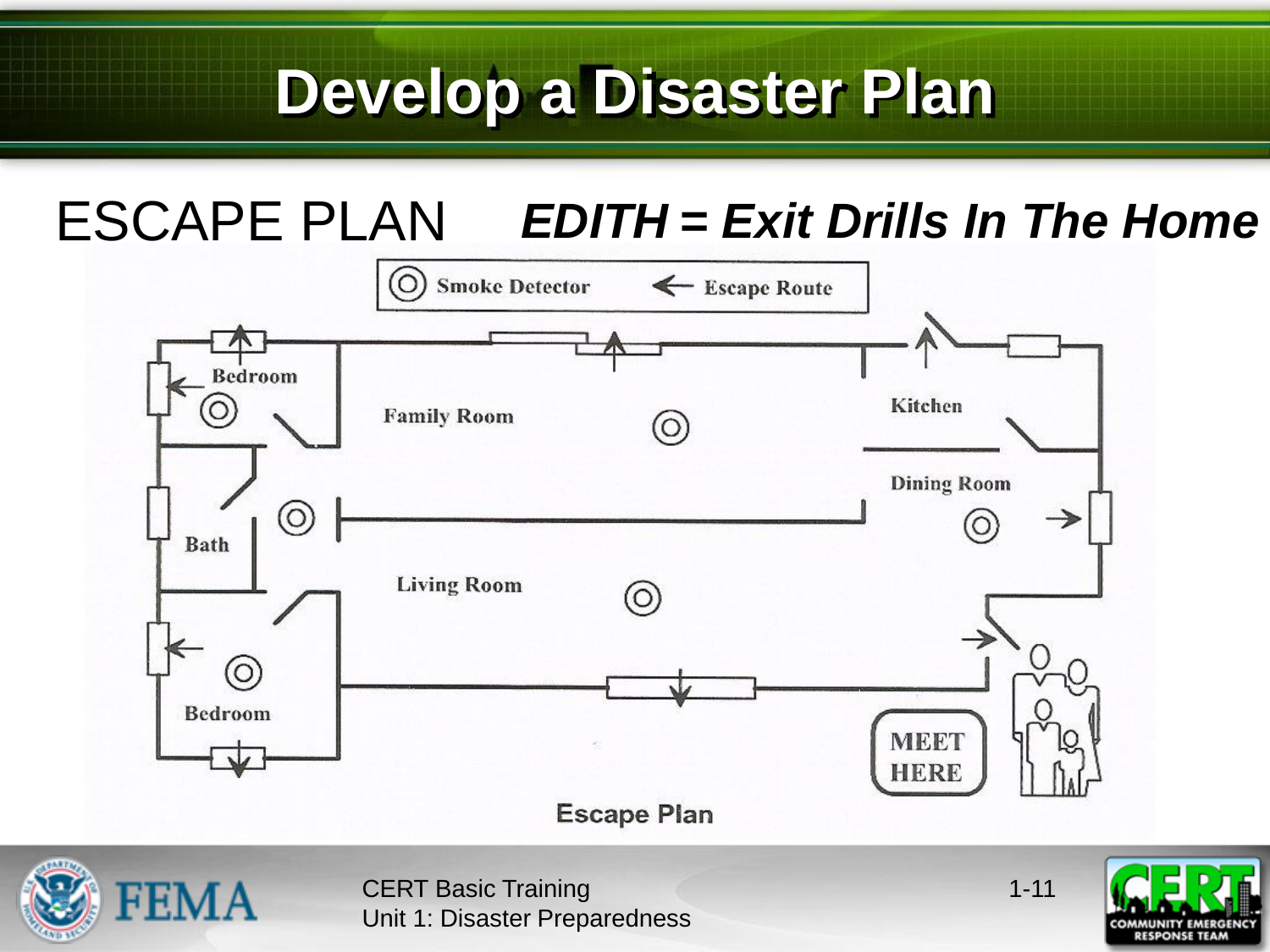# Develop a Disaster Plan

ESCAPE PLAN ***EDITH = Exit Drills In The Home***

Smoke Detector ← Escape Route

Bedroom

Family Room

Kitchen

Dining Room

Bath

Living Room

Bedroom

MEET HERE

Escape Plan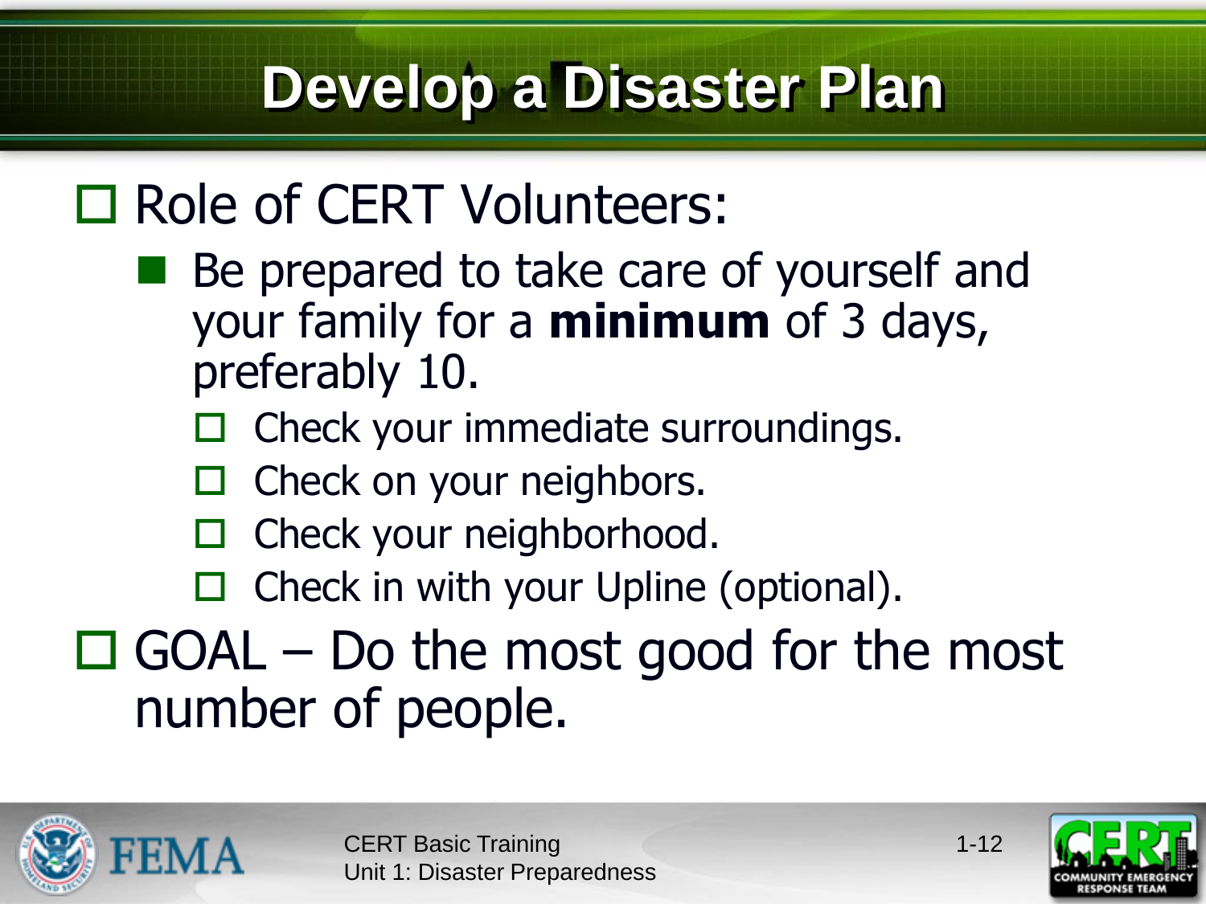# Develop a Disaster Plan

- Role of CERT Volunteers:
  - Be prepared to take care of yourself and your family for a **minimum** of 3 days, preferably 10.
    - Check your immediate surroundings.
    - Check on your neighbors.
    - Check your neighborhood.
    - Check in with your Upline (optional).
- GOAL – Do the most good for the most number of people.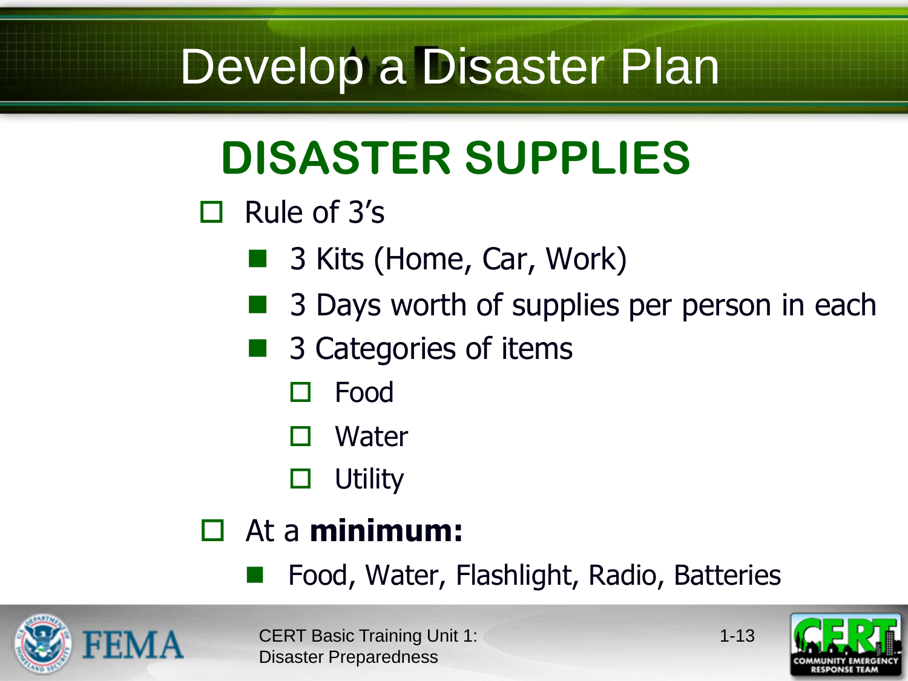# Develop a Disaster Plan

## DISASTER SUPPLIES

- Rule of 3's
  - 3 Kits (Home, Car, Work)
  - 3 Days worth of supplies per person in each
  - 3 Categories of items
    - Food
    - Water
    - Utility
- At a **minimum:**
  - Food, Water, Flashlight, Radio, Batteries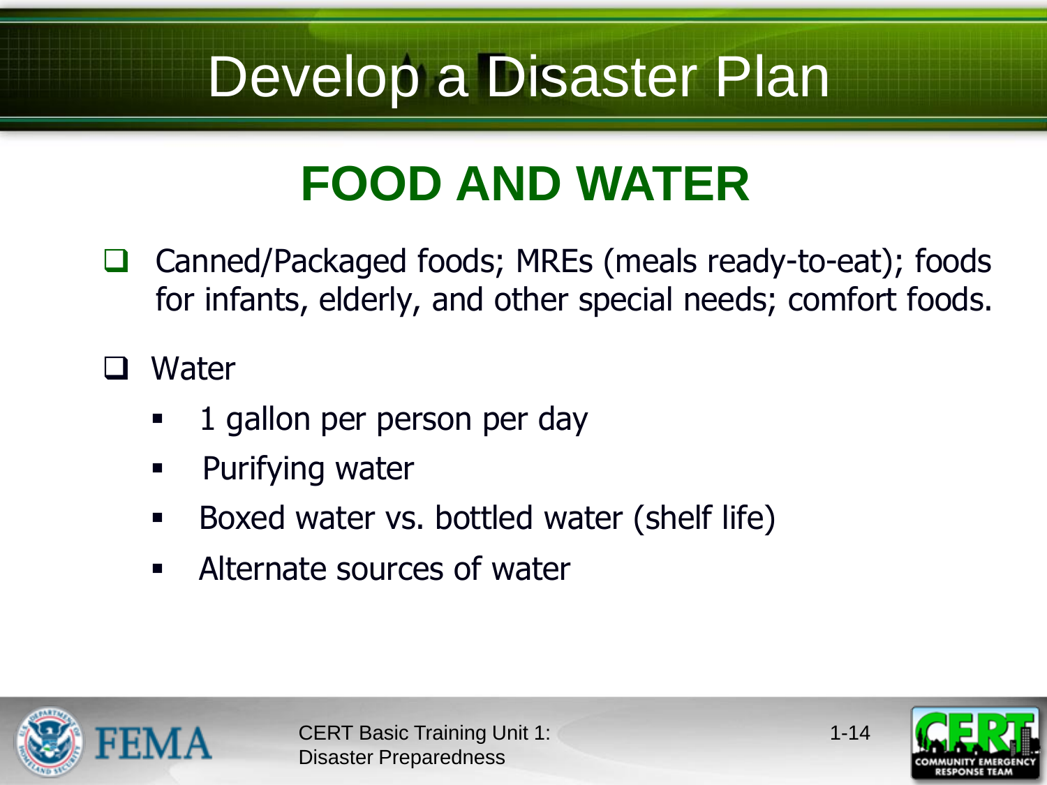# Develop a Disaster Plan

## FOOD AND WATER

- Canned/Packaged foods; MREs (meals ready-to-eat); foods for infants, elderly, and other special needs; comfort foods.
- Water
  - 1 gallon per person per day
  - Purifying water
  - Boxed water vs. bottled water (shelf life)
  - Alternate sources of water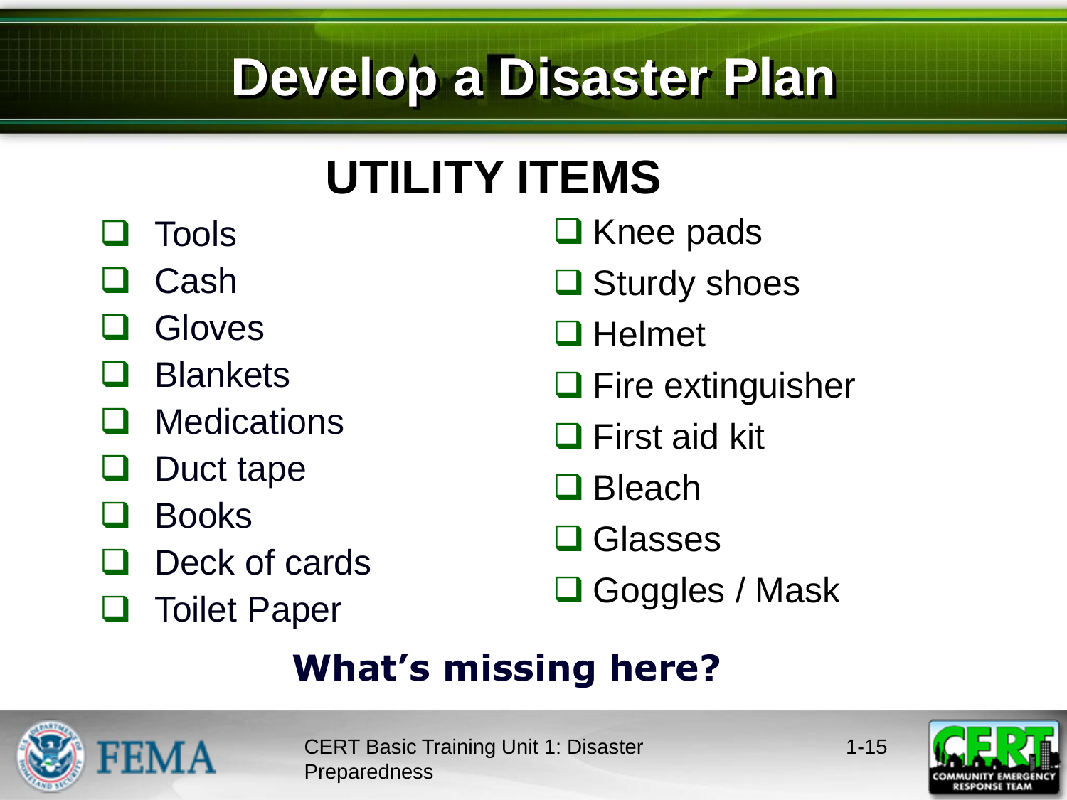# Develop a Disaster Plan

## UTILITY ITEMS

- [ ] Tools
- [ ] Cash
- [ ] Gloves
- [ ] Blankets
- [ ] Medications
- [ ] Duct tape
- [ ] Books
- [ ] Deck of cards
- [ ] Toilet Paper
- [ ] Knee pads
- [ ] Sturdy shoes
- [ ] Helmet
- [ ] Fire extinguisher
- [ ] First aid kit
- [ ] Bleach
- [ ] Glasses
- [ ] Goggles / Mask

**What's missing here?**